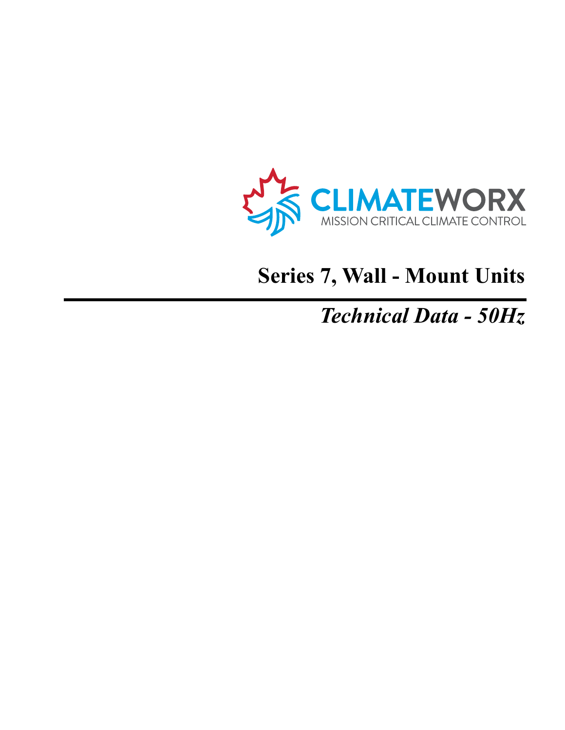CLIMATEWORX

MISSION CRITICAL CLIMATE CONTROL

# Series 7, Wall - Mount Units

## *Technical Data - 50Hz*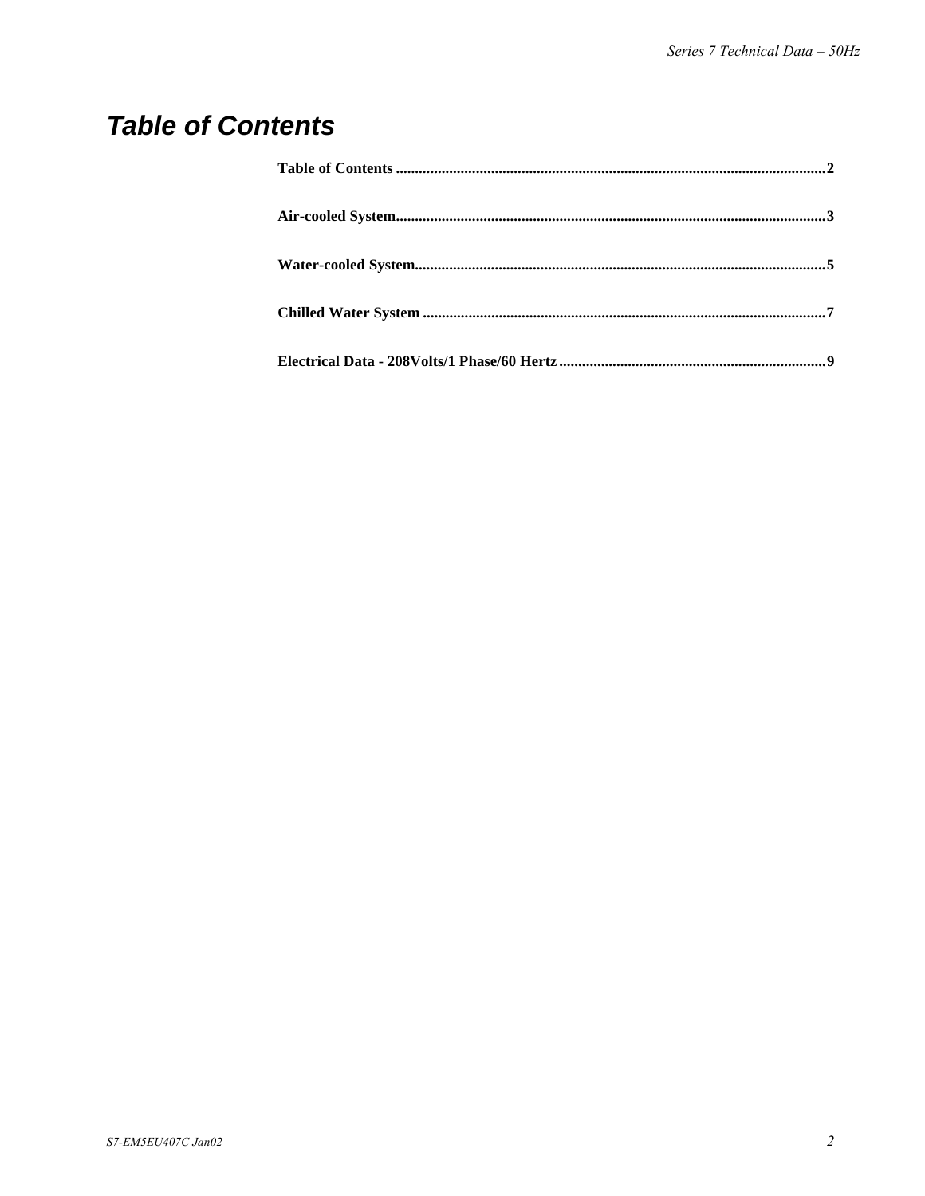# Table of Contents

**Table of Contents** ............................................................................................................. **2**

**Air-cooled System**............................................................................................................. **3**

**Water-cooled System**......................................................................................................... **5**

**Chilled Water System** ....................................................................................................... **7**

**Electrical Data - 208Volts/1 Phase/60 Hertz** ..................................................................... **9**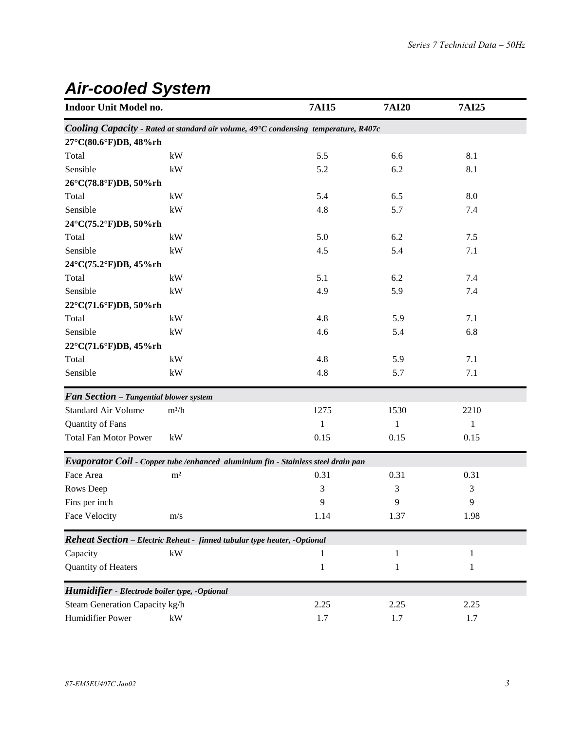# Air-cooled System

| Indoor Unit Model no. | | 7AI15 | 7AI20 | 7AI25 |
|---|---|---|---|---|
| ***Cooling Capacity** - Rated at standard air volume, 49°C condensing temperature, R407c* | | | | |
| **27°C(80.6°F)DB, 48%rh** | | | | |
| Total | kW | 5.5 | 6.6 | 8.1 |
| Sensible | kW | 5.2 | 6.2 | 8.1 |
| **26°C(78.8°F)DB, 50%rh** | | | | |
| Total | kW | 5.4 | 6.5 | 8.0 |
| Sensible | kW | 4.8 | 5.7 | 7.4 |
| **24°C(75.2°F)DB, 50%rh** | | | | |
| Total | kW | 5.0 | 6.2 | 7.5 |
| Sensible | kW | 4.5 | 5.4 | 7.1 |
| **24°C(75.2°F)DB, 45%rh** | | | | |
| Total | kW | 5.1 | 6.2 | 7.4 |
| Sensible | kW | 4.9 | 5.9 | 7.4 |
| **22°C(71.6°F)DB, 50%rh** | | | | |
| Total | kW | 4.8 | 5.9 | 7.1 |
| Sensible | kW | 4.6 | 5.4 | 6.8 |
| **22°C(71.6°F)DB, 45%rh** | | | | |
| Total | kW | 4.8 | 5.9 | 7.1 |
| Sensible | kW | 4.8 | 5.7 | 7.1 |
| ***Fan Section** – Tangential blower system* | | | | |
| Standard Air Volume | m³/h | 1275 | 1530 | 2210 |
| Quantity of Fans | | 1 | 1 | 1 |
| Total Fan Motor Power | kW | 0.15 | 0.15 | 0.15 |
| ***Evaporator Coil** - Copper tube /enhanced aluminium fin - Stainless steel drain pan* | | | | |
| Face Area | m² | 0.31 | 0.31 | 0.31 |
| Rows Deep | | 3 | 3 | 3 |
| Fins per inch | | 9 | 9 | 9 |
| Face Velocity | m/s | 1.14 | 1.37 | 1.98 |
| ***Reheat Section** – Electric Reheat - finned tubular type heater, -Optional* | | | | |
| Capacity | kW | 1 | 1 | 1 |
| Quantity of Heaters | | 1 | 1 | 1 |
| ***Humidifier** - Electrode boiler type, -Optional* | | | | |
| Steam Generation Capacity | kg/h | 2.25 | 2.25 | 2.25 |
| Humidifier Power | kW | 1.7 | 1.7 | 1.7 |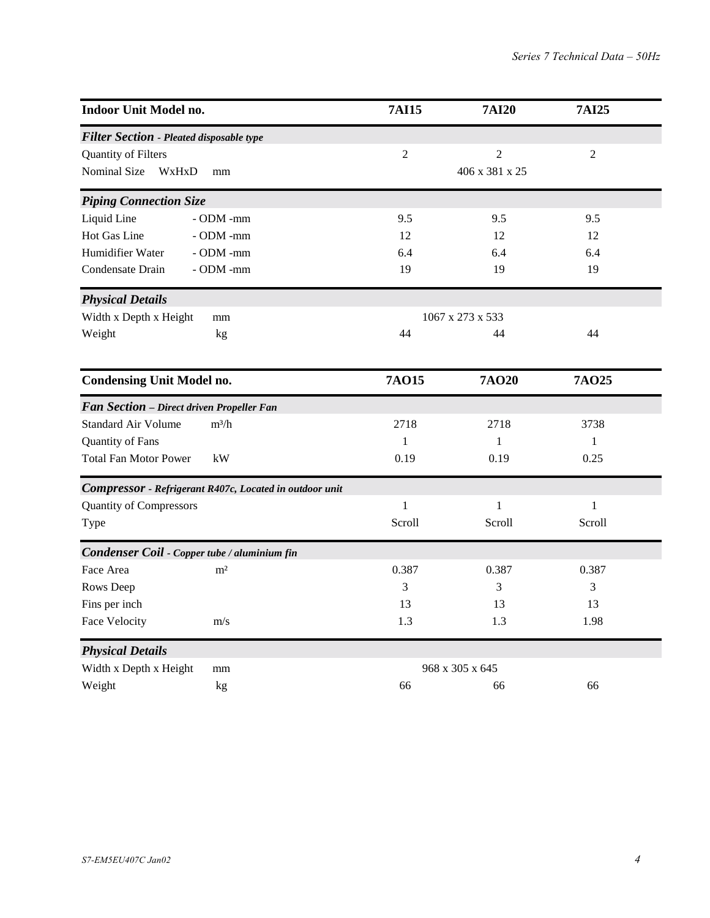| Indoor Unit Model no. | | 7AI15 | 7AI20 | 7AI25 |
|---|---|---|---|---|
| ***Filter Section** - Pleated disposable type* | | | | |
| Quantity of Filters | | 2 | 2 | 2 |
| Nominal Size WxHxD | mm | | 406 x 381 x 25 | |
| ***Piping Connection Size*** | | | | |
| Liquid Line | - ODM -mm | 9.5 | 9.5 | 9.5 |
| Hot Gas Line | - ODM -mm | 12 | 12 | 12 |
| Humidifier Water | - ODM -mm | 6.4 | 6.4 | 6.4 |
| Condensate Drain | - ODM -mm | 19 | 19 | 19 |
| ***Physical Details*** | | | | |
| Width x Depth x Height | mm | | 1067 x 273 x 533 | |
| Weight | kg | 44 | 44 | 44 |

| Condensing Unit Model no. | | 7AO15 | 7AO20 | 7AO25 |
|---|---|---|---|---|
| ***Fan Section** – Direct driven Propeller Fan* | | | | |
| Standard Air Volume | $m^3/h$ | 2718 | 2718 | 3738 |
| Quantity of Fans | | 1 | 1 | 1 |
| Total Fan Motor Power | kW | 0.19 | 0.19 | 0.25 |
| ***Compressor** - Refrigerant R407c, Located in outdoor unit* | | | | |
| Quantity of Compressors | | 1 | 1 | 1 |
| Type | | Scroll | Scroll | Scroll |
| ***Condenser Coil** - Copper tube / aluminium fin* | | | | |
| Face Area | $m^2$ | 0.387 | 0.387 | 0.387 |
| Rows Deep | | 3 | 3 | 3 |
| Fins per inch | | 13 | 13 | 13 |
| Face Velocity | m/s | 1.3 | 1.3 | 1.98 |
| ***Physical Details*** | | | | |
| Width x Depth x Height | mm | | 968 x 305 x 645 | |
| Weight | kg | 66 | 66 | 66 |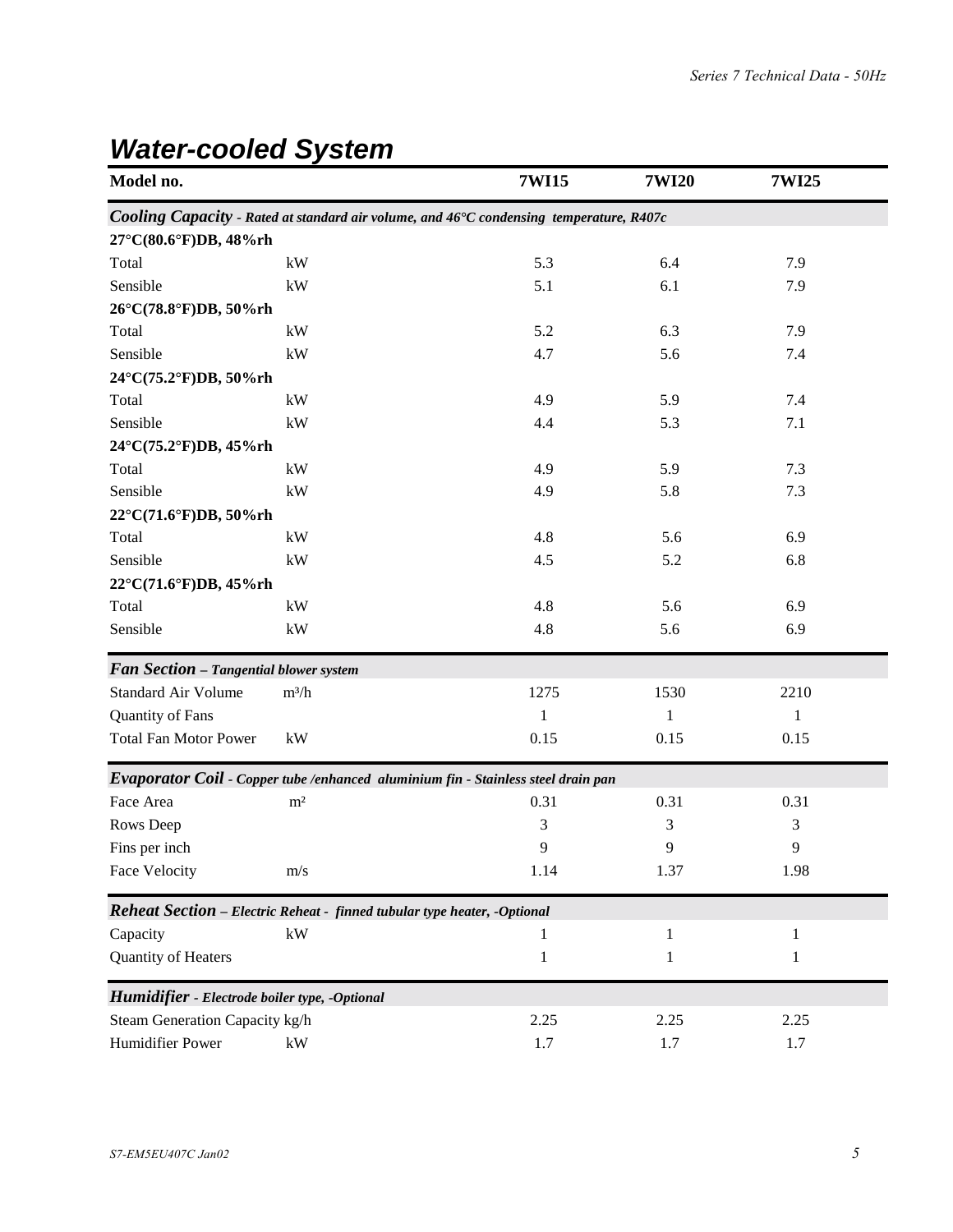## *Water-cooled System*

| Model no. | | 7WI15 | 7WI20 | 7WI25 |
|---|---|---|---|---|
| ***Cooling Capacity** - Rated at standard air volume, and 46°C condensing temperature, R407c* | | | | |
| **27°C(80.6°F)DB, 48%rh** | | | | |
| Total | kW | 5.3 | 6.4 | 7.9 |
| Sensible | kW | 5.1 | 6.1 | 7.9 |
| **26°C(78.8°F)DB, 50%rh** | | | | |
| Total | kW | 5.2 | 6.3 | 7.9 |
| Sensible | kW | 4.7 | 5.6 | 7.4 |
| **24°C(75.2°F)DB, 50%rh** | | | | |
| Total | kW | 4.9 | 5.9 | 7.4 |
| Sensible | kW | 4.4 | 5.3 | 7.1 |
| **24°C(75.2°F)DB, 45%rh** | | | | |
| Total | kW | 4.9 | 5.9 | 7.3 |
| Sensible | kW | 4.9 | 5.8 | 7.3 |
| **22°C(71.6°F)DB, 50%rh** | | | | |
| Total | kW | 4.8 | 5.6 | 6.9 |
| Sensible | kW | 4.5 | 5.2 | 6.8 |
| **22°C(71.6°F)DB, 45%rh** | | | | |
| Total | kW | 4.8 | 5.6 | 6.9 |
| Sensible | kW | 4.8 | 5.6 | 6.9 |
| ***Fan Section** – Tangential blower system* | | | | |
| Standard Air Volume | m³/h | 1275 | 1530 | 2210 |
| Quantity of Fans | | 1 | 1 | 1 |
| Total Fan Motor Power | kW | 0.15 | 0.15 | 0.15 |
| ***Evaporator Coil** - Copper tube /enhanced aluminium fin - Stainless steel drain pan* | | | | |
| Face Area | m² | 0.31 | 0.31 | 0.31 |
| Rows Deep | | 3 | 3 | 3 |
| Fins per inch | | 9 | 9 | 9 |
| Face Velocity | m/s | 1.14 | 1.37 | 1.98 |
| ***Reheat Section** – Electric Reheat - finned tubular type heater, -Optional* | | | | |
| Capacity | kW | 1 | 1 | 1 |
| Quantity of Heaters | | 1 | 1 | 1 |
| ***Humidifier** - Electrode boiler type, -Optional* | | | | |
| Steam Generation Capacity | kg/h | 2.25 | 2.25 | 2.25 |
| Humidifier Power | kW | 1.7 | 1.7 | 1.7 |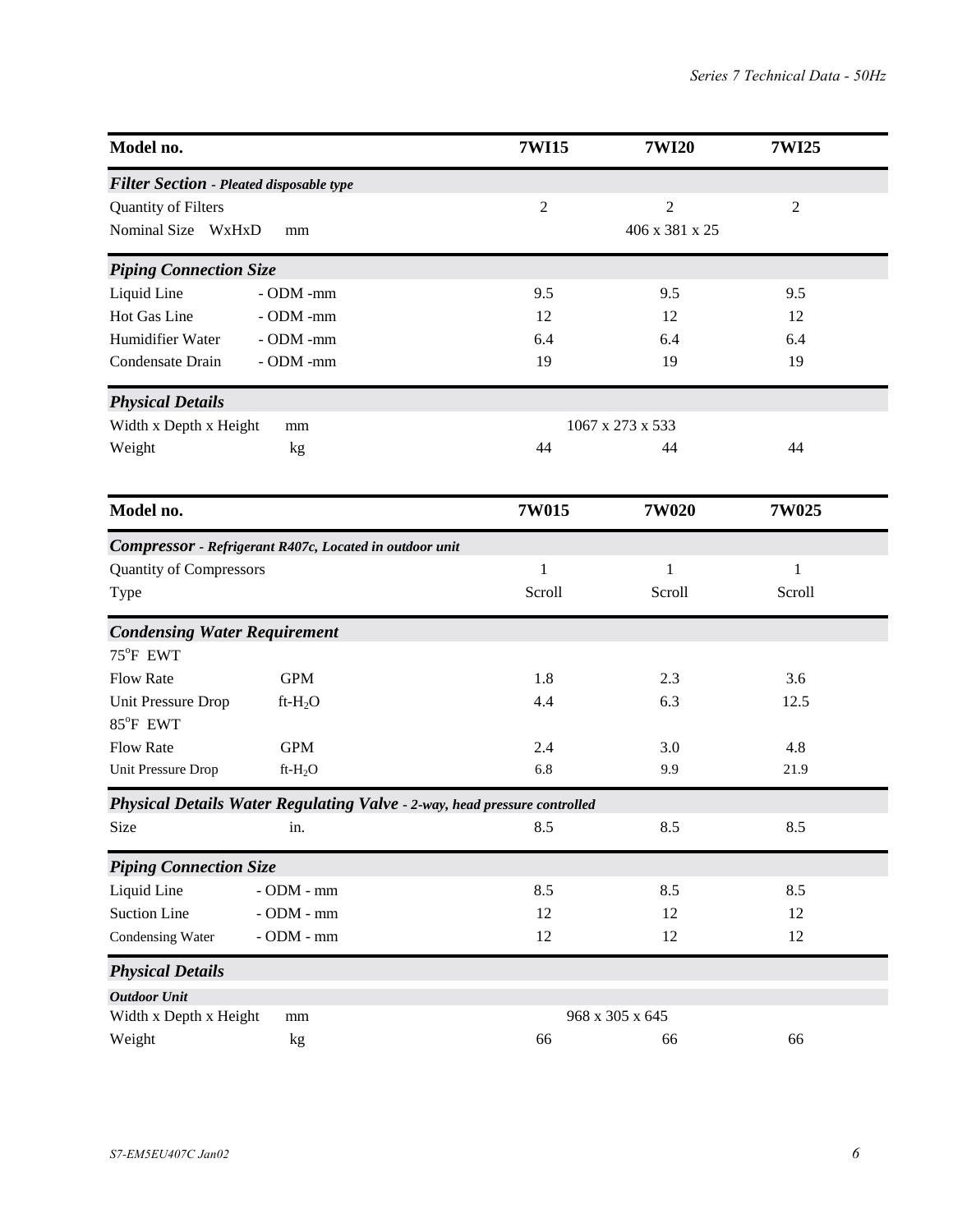| Model no. | | 7WI15 | 7WI20 | 7WI25 |
|---|---|---|---|---|
| ***Filter Section** - Pleated disposable type* | | | | |
| Quantity of Filters | | 2 | 2 | 2 |
| Nominal Size WxHxD | mm | | 406 x 381 x 25 | |
| ***Piping Connection Size*** | | | | |
| Liquid Line | - ODM -mm | 9.5 | 9.5 | 9.5 |
| Hot Gas Line | - ODM -mm | 12 | 12 | 12 |
| Humidifier Water | - ODM -mm | 6.4 | 6.4 | 6.4 |
| Condensate Drain | - ODM -mm | 19 | 19 | 19 |
| ***Physical Details*** | | | | |
| Width x Depth x Height | mm | | 1067 x 273 x 533 | |
| Weight | kg | 44 | 44 | 44 |

| Model no. | | 7W015 | 7W020 | 7W025 |
|---|---|---|---|---|
| ***Compressor** - Refrigerant R407c, Located in outdoor unit* | | | | |
| Quantity of Compressors | | 1 | 1 | 1 |
| Type | | Scroll | Scroll | Scroll |
| ***Condensing Water Requirement*** | | | | |
| 75°F EWT | | | | |
| Flow Rate | GPM | 1.8 | 2.3 | 3.6 |
| Unit Pressure Drop | ft-$H_2O$ | 4.4 | 6.3 | 12.5 |
| 85°F EWT | | | | |
| Flow Rate | GPM | 2.4 | 3.0 | 4.8 |
| Unit Pressure Drop | ft-$H_2O$ | 6.8 | 9.9 | 21.9 |
| ***Physical Details Water Regulating Valve** - 2-way, head pressure controlled* | | | | |
| Size | in. | 8.5 | 8.5 | 8.5 |
| ***Piping Connection Size*** | | | | |
| Liquid Line | - ODM - mm | 8.5 | 8.5 | 8.5 |
| Suction Line | - ODM - mm | 12 | 12 | 12 |
| Condensing Water | - ODM - mm | 12 | 12 | 12 |
| ***Physical Details*** | | | | |
| ***Outdoor Unit*** | | | | |
| Width x Depth x Height | mm | | 968 x 305 x 645 | |
| Weight | kg | 66 | 66 | 66 |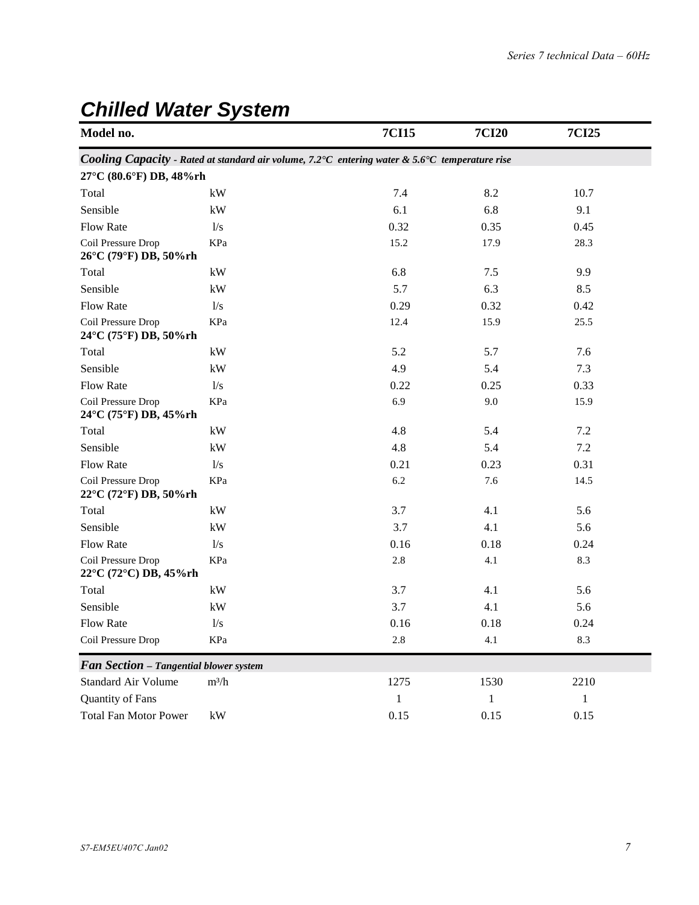# Chilled Water System

| Model no. | | 7CI15 | 7CI20 | 7CI25 |
|---|---|---|---|---|
| ***Cooling Capacity*** *- Rated at standard air volume, 7.2°C entering water & 5.6°C temperature rise* | | | | |
| **27°C (80.6°F) DB, 48%rh** | | | | |
| Total | kW | 7.4 | 8.2 | 10.7 |
| Sensible | kW | 6.1 | 6.8 | 9.1 |
| Flow Rate | l/s | 0.32 | 0.35 | 0.45 |
| Coil Pressure Drop | KPa | 15.2 | 17.9 | 28.3 |
| **26°C (79°F) DB, 50%rh** | | | | |
| Total | kW | 6.8 | 7.5 | 9.9 |
| Sensible | kW | 5.7 | 6.3 | 8.5 |
| Flow Rate | l/s | 0.29 | 0.32 | 0.42 |
| Coil Pressure Drop | KPa | 12.4 | 15.9 | 25.5 |
| **24°C (75°F) DB, 50%rh** | | | | |
| Total | kW | 5.2 | 5.7 | 7.6 |
| Sensible | kW | 4.9 | 5.4 | 7.3 |
| Flow Rate | l/s | 0.22 | 0.25 | 0.33 |
| Coil Pressure Drop | KPa | 6.9 | 9.0 | 15.9 |
| **24°C (75°F) DB, 45%rh** | | | | |
| Total | kW | 4.8 | 5.4 | 7.2 |
| Sensible | kW | 4.8 | 5.4 | 7.2 |
| Flow Rate | l/s | 0.21 | 0.23 | 0.31 |
| Coil Pressure Drop | KPa | 6.2 | 7.6 | 14.5 |
| **22°C (72°F) DB, 50%rh** | | | | |
| Total | kW | 3.7 | 4.1 | 5.6 |
| Sensible | kW | 3.7 | 4.1 | 5.6 |
| Flow Rate | l/s | 0.16 | 0.18 | 0.24 |
| Coil Pressure Drop | KPa | 2.8 | 4.1 | 8.3 |
| **22°C (72°C) DB, 45%rh** | | | | |
| Total | kW | 3.7 | 4.1 | 5.6 |
| Sensible | kW | 3.7 | 4.1 | 5.6 |
| Flow Rate | l/s | 0.16 | 0.18 | 0.24 |
| Coil Pressure Drop | KPa | 2.8 | 4.1 | 8.3 |
| ***Fan Section*** *– Tangential blower system* | | | | |
| Standard Air Volume | m³/h | 1275 | 1530 | 2210 |
| Quantity of Fans | | 1 | 1 | 1 |
| Total Fan Motor Power | kW | 0.15 | 0.15 | 0.15 |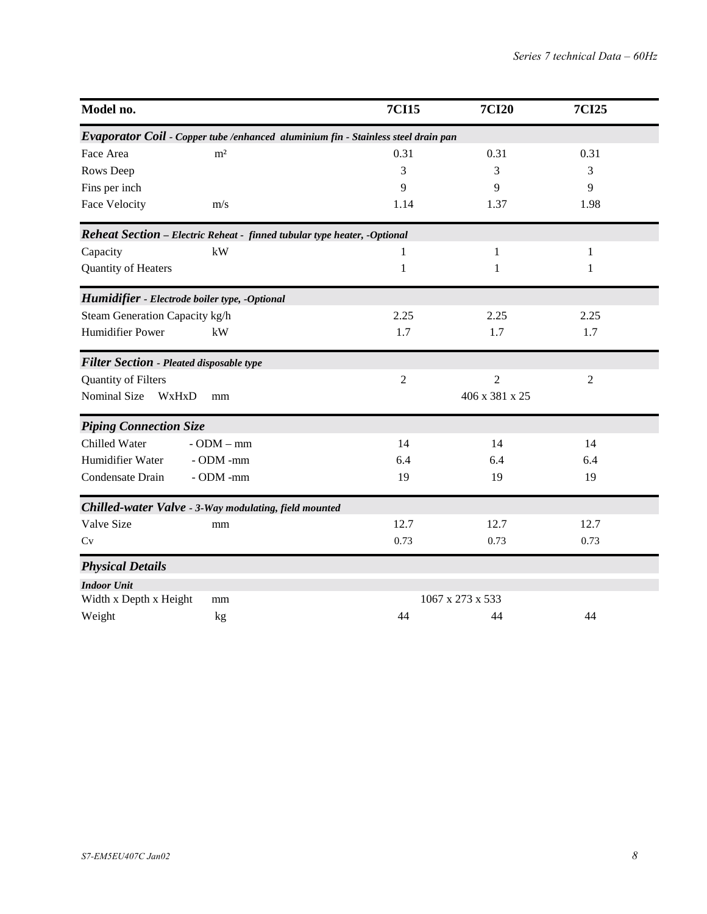| Model no. | | 7CI15 | 7CI20 | 7CI25 |
|---|---|---|---|---|
| ***Evaporator Coil** - Copper tube /enhanced aluminium fin - Stainless steel drain pan* | | | | |
| Face Area | m² | 0.31 | 0.31 | 0.31 |
| Rows Deep | | 3 | 3 | 3 |
| Fins per inch | | 9 | 9 | 9 |
| Face Velocity | m/s | 1.14 | 1.37 | 1.98 |
| ***Reheat Section** – Electric Reheat - finned tubular type heater, -Optional* | | | | |
| Capacity | kW | 1 | 1 | 1 |
| Quantity of Heaters | | 1 | 1 | 1 |
| ***Humidifier** - Electrode boiler type, -Optional* | | | | |
| Steam Generation Capacity | kg/h | 2.25 | 2.25 | 2.25 |
| Humidifier Power | kW | 1.7 | 1.7 | 1.7 |
| ***Filter Section** - Pleated disposable type* | | | | |
| Quantity of Filters | | 2 | 2 | 2 |
| Nominal Size WxHxD | mm | | 406 x 381 x 25 | |
| ***Piping Connection Size*** | | | | |
| Chilled Water | - ODM – mm | 14 | 14 | 14 |
| Humidifier Water | - ODM -mm | 6.4 | 6.4 | 6.4 |
| Condensate Drain | - ODM -mm | 19 | 19 | 19 |
| ***Chilled-water Valve** - 3-Way modulating, field mounted* | | | | |
| Valve Size | mm | 12.7 | 12.7 | 12.7 |
| Cv | | 0.73 | 0.73 | 0.73 |
| ***Physical Details*** | | | | |
| ***Indoor Unit*** | | | | |
| Width x Depth x Height | mm | | 1067 x 273 x 533 | |
| Weight | kg | 44 | 44 | 44 |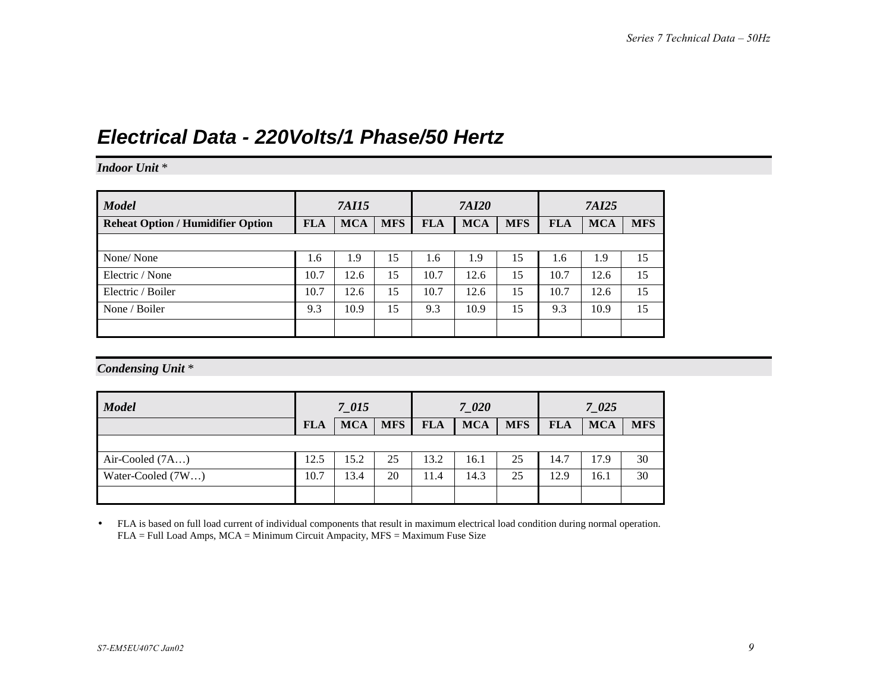## Electrical Data - 220Volts/1 Phase/50 Hertz

***Indoor Unit*** *

| ***Model*** | ***7AI15*** | | | ***7AI20*** | | | ***7AI25*** | | |
|---|---|---|---|---|---|---|---|---|---|
| **Reheat Option / Humidifier Option** | **FLA** | **MCA** | **MFS** | **FLA** | **MCA** | **MFS** | **FLA** | **MCA** | **MFS** |
| | | | | | | | | | |
| None/ None | 1.6 | 1.9 | 15 | 1.6 | 1.9 | 15 | 1.6 | 1.9 | 15 |
| Electric / None | 10.7 | 12.6 | 15 | 10.7 | 12.6 | 15 | 10.7 | 12.6 | 15 |
| Electric / Boiler | 10.7 | 12.6 | 15 | 10.7 | 12.6 | 15 | 10.7 | 12.6 | 15 |
| None / Boiler | 9.3 | 10.9 | 15 | 9.3 | 10.9 | 15 | 9.3 | 10.9 | 15 |
| | | | | | | | | | |

***Condensing Unit*** *

| ***Model*** | ***7_015*** | | | ***7_020*** | | | ***7_025*** | | |
|---|---|---|---|---|---|---|---|---|---|
| | **FLA** | **MCA** | **MFS** | **FLA** | **MCA** | **MFS** | **FLA** | **MCA** | **MFS** |
| | | | | | | | | | |
| Air-Cooled (7A…) | 12.5 | 15.2 | 25 | 13.2 | 16.1 | 25 | 14.7 | 17.9 | 30 |
| Water-Cooled (7W…) | 10.7 | 13.4 | 20 | 11.4 | 14.3 | 25 | 12.9 | 16.1 | 30 |
| | | | | | | | | | |

- FLA is based on full load current of individual components that result in maximum electrical load condition during normal operation. FLA = Full Load Amps, MCA = Minimum Circuit Ampacity, MFS = Maximum Fuse Size